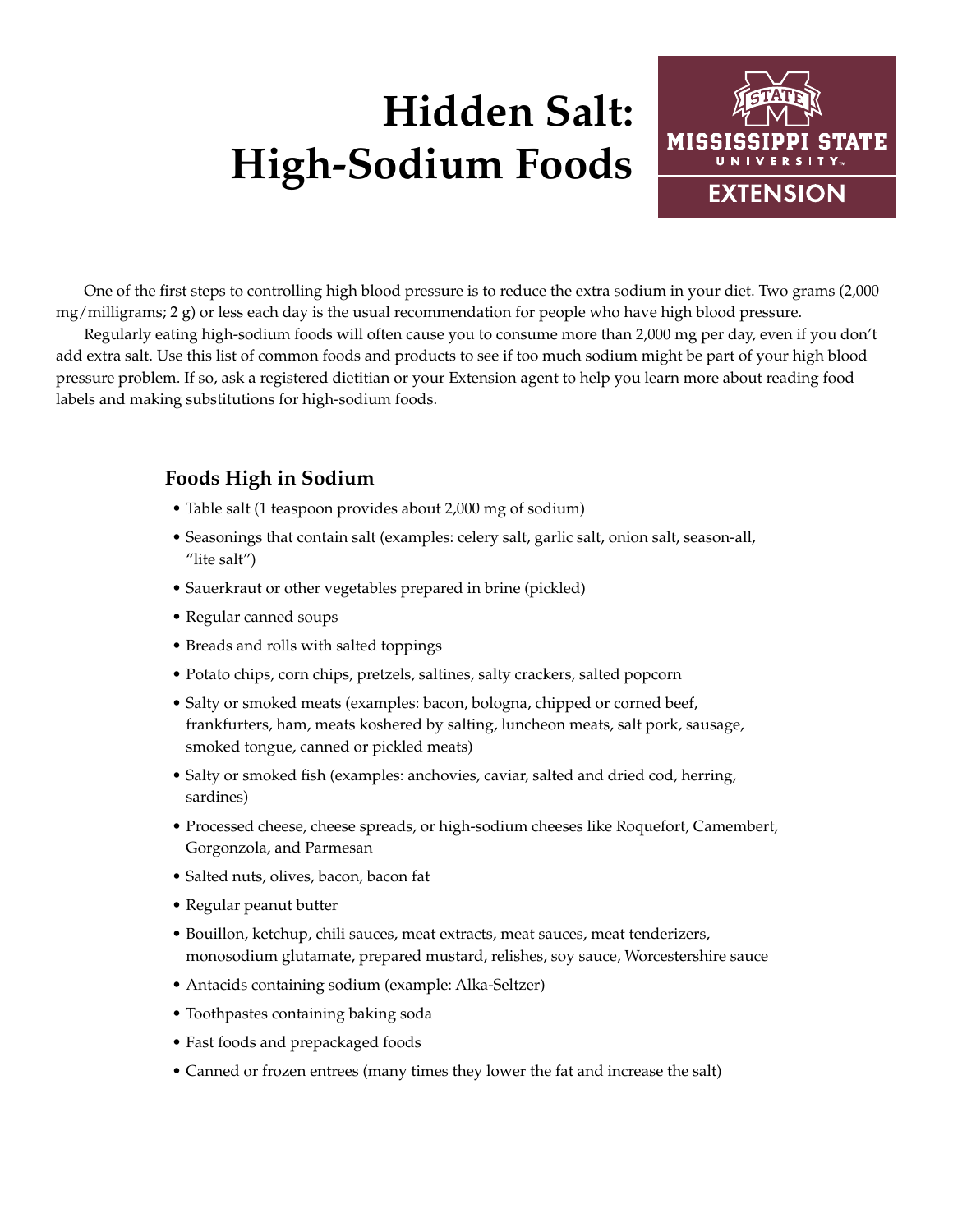# Hidden Salt: High-Sodium Foods

MISSISSIPPI STATE UNIVERSITY EXTENSION

One of the first steps to controlling high blood pressure is to reduce the extra sodium in your diet. Two grams (2,000 mg/milligrams; 2 g) or less each day is the usual recommendation for people who have high blood pressure.

Regularly eating high-sodium foods will often cause you to consume more than 2,000 mg per day, even if you don't add extra salt. Use this list of common foods and products to see if too much sodium might be part of your high blood pressure problem. If so, ask a registered dietitian or your Extension agent to help you learn more about reading food labels and making substitutions for high-sodium foods.

## Foods High in Sodium

- Table salt (1 teaspoon provides about 2,000 mg of sodium)
- Seasonings that contain salt (examples: celery salt, garlic salt, onion salt, season-all, "lite salt")
- Sauerkraut or other vegetables prepared in brine (pickled)
- Regular canned soups
- Breads and rolls with salted toppings
- Potato chips, corn chips, pretzels, saltines, salty crackers, salted popcorn
- Salty or smoked meats (examples: bacon, bologna, chipped or corned beef, frankfurters, ham, meats koshered by salting, luncheon meats, salt pork, sausage, smoked tongue, canned or pickled meats)
- Salty or smoked fish (examples: anchovies, caviar, salted and dried cod, herring, sardines)
- Processed cheese, cheese spreads, or high-sodium cheeses like Roquefort, Camembert, Gorgonzola, and Parmesan
- Salted nuts, olives, bacon, bacon fat
- Regular peanut butter
- Bouillon, ketchup, chili sauces, meat extracts, meat sauces, meat tenderizers, monosodium glutamate, prepared mustard, relishes, soy sauce, Worcestershire sauce
- Antacids containing sodium (example: Alka-Seltzer)
- Toothpastes containing baking soda
- Fast foods and prepackaged foods
- Canned or frozen entrees (many times they lower the fat and increase the salt)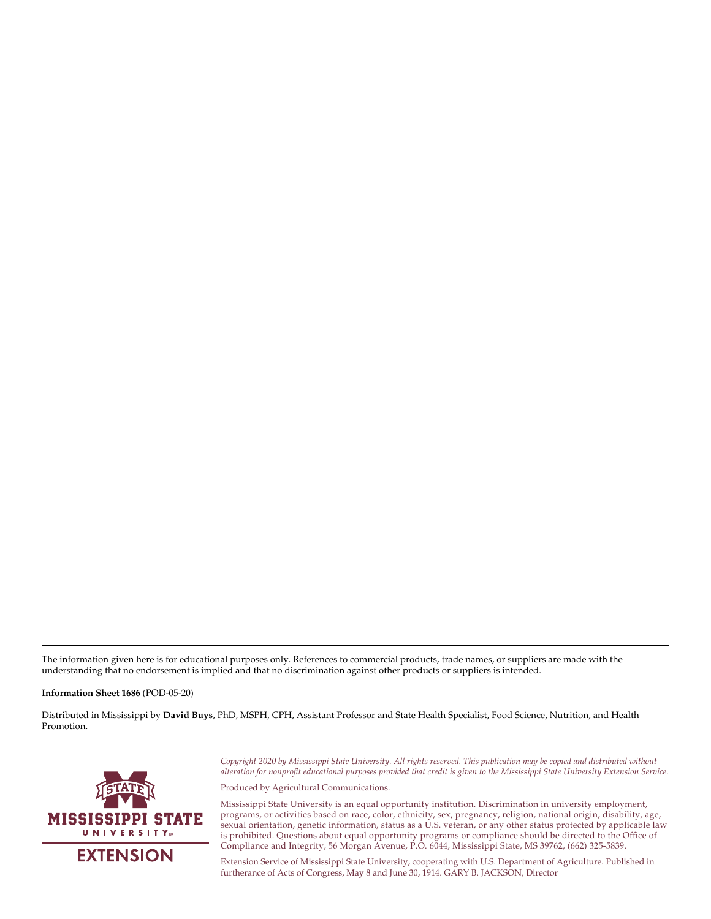The information given here is for educational purposes only. References to commercial products, trade names, or suppliers are made with the understanding that no endorsement is implied and that no discrimination against other products or suppliers is intended.

**Information Sheet 1686** (POD-05-20)

Distributed in Mississippi by **David Buys**, PhD, MSPH, CPH, Assistant Professor and State Health Specialist, Food Science, Nutrition, and Health Promotion.

MISSISSIPPI STATE UNIVERSITY™

EXTENSION

*Copyright 2020 by Mississippi State University. All rights reserved. This publication may be copied and distributed without alteration for nonprofit educational purposes provided that credit is given to the Mississippi State University Extension Service.*

Produced by Agricultural Communications.

Mississippi State University is an equal opportunity institution. Discrimination in university employment, programs, or activities based on race, color, ethnicity, sex, pregnancy, religion, national origin, disability, age, sexual orientation, genetic information, status as a U.S. veteran, or any other status protected by applicable law is prohibited. Questions about equal opportunity programs or compliance should be directed to the Office of Compliance and Integrity, 56 Morgan Avenue, P.O. 6044, Mississippi State, MS 39762, (662) 325-5839.

Extension Service of Mississippi State University, cooperating with U.S. Department of Agriculture. Published in furtherance of Acts of Congress, May 8 and June 30, 1914. GARY B. JACKSON, Director